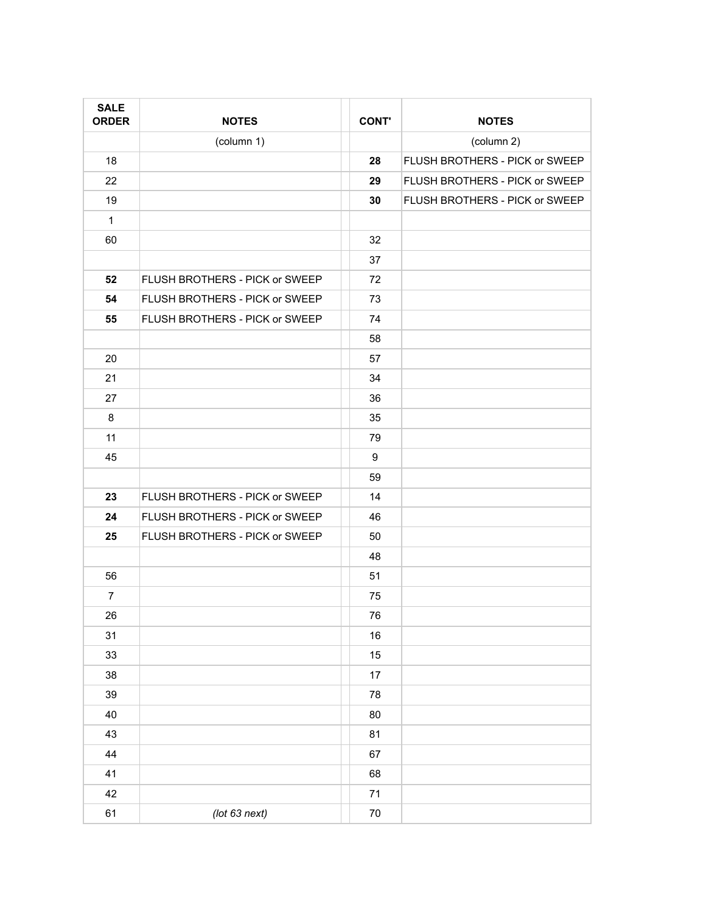| SALE ORDER | NOTES | | CONT' | NOTES |
|---|---|---|---|---|
| | (column 1) | | | (column 2) |
| 18 | | | **28** | FLUSH BROTHERS - PICK or SWEEP |
| 22 | | | **29** | FLUSH BROTHERS - PICK or SWEEP |
| 19 | | | **30** | FLUSH BROTHERS - PICK or SWEEP |
| 1 | | | | |
| 60 | | | 32 | |
| | | | 37 | |
| **52** | FLUSH BROTHERS - PICK or SWEEP | | 72 | |
| **54** | FLUSH BROTHERS - PICK or SWEEP | | 73 | |
| **55** | FLUSH BROTHERS - PICK or SWEEP | | 74 | |
| | | | 58 | |
| 20 | | | 57 | |
| 21 | | | 34 | |
| 27 | | | 36 | |
| 8 | | | 35 | |
| 11 | | | 79 | |
| 45 | | | 9 | |
| | | | 59 | |
| **23** | FLUSH BROTHERS - PICK or SWEEP | | 14 | |
| **24** | FLUSH BROTHERS - PICK or SWEEP | | 46 | |
| **25** | FLUSH BROTHERS - PICK or SWEEP | | 50 | |
| | | | 48 | |
| 56 | | | 51 | |
| 7 | | | 75 | |
| 26 | | | 76 | |
| 31 | | | 16 | |
| 33 | | | 15 | |
| 38 | | | 17 | |
| 39 | | | 78 | |
| 40 | | | 80 | |
| 43 | | | 81 | |
| 44 | | | 67 | |
| 41 | | | 68 | |
| 42 | | | 71 | |
| 61 | *(lot 63 next)* | | 70 | |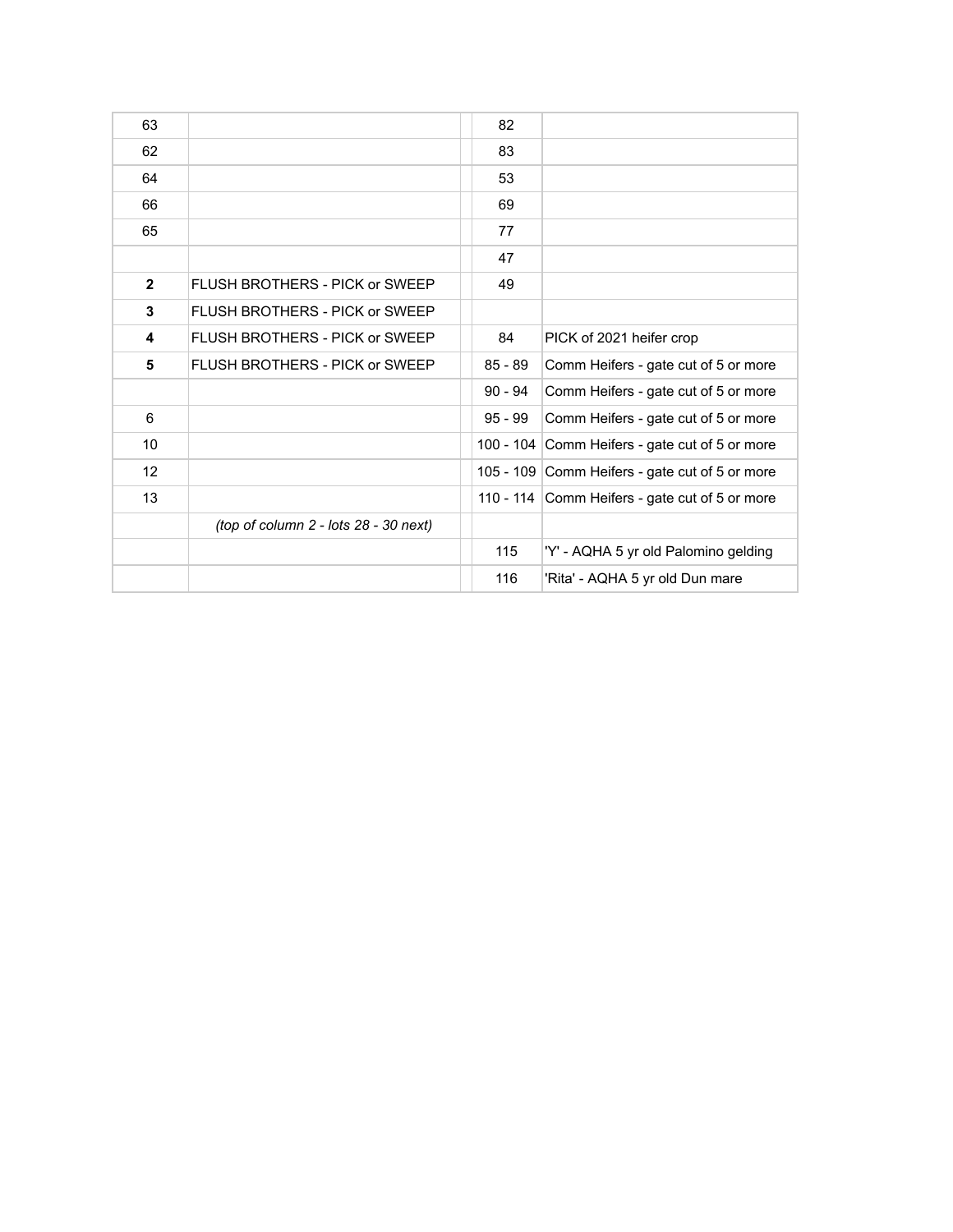| | | | | |
|---|---|---|---|---|
| 63 | | | 82 | |
| 62 | | | 83 | |
| 64 | | | 53 | |
| 66 | | | 69 | |
| 65 | | | 77 | |
| | | | 47 | |
| **2** | FLUSH BROTHERS - PICK or SWEEP | | 49 | |
| **3** | FLUSH BROTHERS - PICK or SWEEP | | | |
| **4** | FLUSH BROTHERS - PICK or SWEEP | | 84 | PICK of 2021 heifer crop |
| **5** | FLUSH BROTHERS - PICK or SWEEP | | 85 - 89 | Comm Heifers - gate cut of 5 or more |
| | | | 90 - 94 | Comm Heifers - gate cut of 5 or more |
| 6 | | | 95 - 99 | Comm Heifers - gate cut of 5 or more |
| 10 | | | 100 - 104 | Comm Heifers - gate cut of 5 or more |
| 12 | | | 105 - 109 | Comm Heifers - gate cut of 5 or more |
| 13 | | | 110 - 114 | Comm Heifers - gate cut of 5 or more |
| | *(top of column 2 - lots 28 - 30 next)* | | | |
| | | | 115 | 'Y' - AQHA 5 yr old Palomino gelding |
| | | | 116 | 'Rita' - AQHA 5 yr old Dun mare |